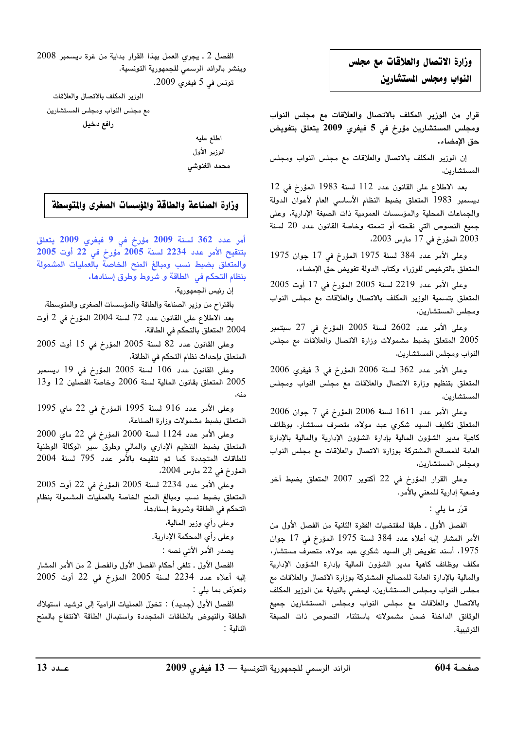## وزارة الاتصال والعلاقات مع مجلس النواب ومجلس المستشارين

**قرار من الوزير المكلف بالاتصال والعلاقات مع مجلس النواب ومجلس المستشارين مؤرخ في 5 فيفري 2009 يتعلق بتفويض حق الإمضاء.**

إن الوزير المكلف بالاتصال والعلاقات مع مجلس النواب ومجلس المستشارين،

بعد الاطلاع على القانون عدد 112 لسنة 1983 المؤرخ في 12 ديسمبر 1983 المتعلق بضبط النظام الأساسي العام لأعوان الدولة والجماعات المحلية والمؤسسات العمومية ذات الصبغة الإدارية، وعلى جميع النصوص التي نقحته أو تممته وخاصة القانون عدد 20 لسنة 2003 المؤرخ في 17 مارس 2003،

وعلى الأمر عدد 384 لسنة 1975 المؤرخ في 17 جوان 1975 المتعلق بالترخيص للوزراء وكتاب الدولة تفويض حق الإمضاء،

وعلى الأمر عدد 2219 لسنة 2005 المؤرخ في 17 أوت 2005 المتعلق بتسمية الوزير المكلف بالاتصال والعلاقات مع مجلس النواب ومجلس المستشارين،

وعلى الأمر عدد 2602 لسنة 2005 المؤرخ في 27 سبتمبر 2005 المتعلق بضبط مشمولات وزارة الاتصال والعلاقات مع مجلس النواب ومجلس المستشارين،

وعلى الأمر عدد 362 لسنة 2006 المؤرخ في 3 فيفري 2006 المتعلق بتنظيم وزارة الاتصال والعلاقات مع مجلس النواب ومجلس المستشارين،

وعلى الأمر عدد 1611 لسنة 2006 المؤرخ في 7 جوان 2006 المتعلق بتكليف السيد شكري عبد مولاه، متصرف مستشار، بوظائف كاهية مدير الشؤون المالية بإدارة الشؤون الإدارية والمالية بالإدارة العامة للمصالح المشتركة بوزارة الاتصال والعلاقات مع مجلس النواب ومجلس المستشارين،

وعلى القرار المؤرخ في 22 أكتوبر 2007 المتعلق بضبط آخر وضعية إدارية للمعني بالأمر.

قرّر ما يلي :

الفصل الأول ـ طبقا لمقتضيات الفقرة الثانية من الفصل الأول من الأمر المشار إليه أعلاه عدد 384 لسنة 1975 المؤرخ في 17 جوان 1975، أسند تفويض إلى السيد شكري عبد مولاه، متصرف مستشار، مكلف بوظائف كاهية مدير الشؤون المالية بإدارة الشؤون الإدارية والمالية بالإدارة العامة للمصالح المشتركة بوزارة الاتصال والعلاقات مع مجلس النواب ومجلس المستشارين، ليمضي بالنيابة عن الوزير المكلف بالاتصال والعلاقات مع مجلس النواب ومجلس المستشارين جميع الوثائق الداخلة ضمن مشمولاته باستثناء النصوص ذات الصبغة الترتيبية.

الفصل 2 ـ يجري العمل بهذا القرار بداية من غرة ديسمبر 2008 وينشر بالرائد الرسمي للجمهورية التونسية.

تونس في 5 فيفري 2009.

الوزير المكلف بالاتصال والعلاقات
مع مجلس النواب ومجلس المستشارين
رافع دخيل

اطلع عليه
الوزير الأول
محمد الغنوشي

## وزارة الصناعة والطاقة والمؤسسات الصغرى والمتوسطة

**أمر عدد 362 لسنة 2009 مؤرخ في 9 فيفري 2009 يتعلق بتنقيح الأمر عدد 2234 لسنة 2005 مؤرخ في 22 أوت 2005 والمتعلق بضبط نسب ومبالغ المنح الخاصة بالعمليات المشمولة بنظام التحكم في الطاقة و شروط وطرق إسنادها.**

إن رئيس الجمهورية،

باقتراح من وزير الصناعة والطاقة والمؤسسات الصغرى والمتوسطة،

بعد الاطلاع على القانون عدد 72 لسنة 2004 المؤرخ في 2 أوت 2004 المتعلق بالتحكم في الطاقة،

وعلى القانون عدد 82 لسنة 2005 المؤرخ في 15 أوت 2005 المتعلق بإحداث نظام التحكم في الطاقة،

وعلى القانون عدد 106 لسنة 2005 المؤرخ في 19 ديسمبر 2005 المتعلق بقانون المالية لسنة 2006 وخاصة الفصلين 12 و13 منه،

وعلى الأمر عدد 916 لسنة 1995 المؤرخ في 22 ماي 1995 المتعلق بضبط مشمولات وزارة الصناعة،

وعلى الأمر عدد 1124 لسنة 2000 المؤرخ في 22 ماي 2000 المتعلق بضبط التنظيم الإداري والمالي وطرق سير الوكالة الوطنية للطاقات المتجددة كما تم تنقيحه بالأمر عدد 795 لسنة 2004 المؤرخ في 22 مارس 2004،

وعلى الأمر عدد 2234 لسنة 2005 المؤرخ في 22 أوت 2005 المتعلق بضبط نسب ومبالغ المنح الخاصة بالعمليات المشمولة بنظام التحكم في الطاقة وشروط إسنادها،

وعلى رأي وزير المالية،

وعلى رأي المحكمة الإدارية.

يصدر الأمر الآتي نصه :

الفصل الأول ـ تلغى أحكام الفصل الأول والفصل 2 من الأمر المشار إليه أعلاه عدد 2234 لسنة 2005 المؤرخ في 22 أوت 2005 وتعوّض بما يلي :

الفصل الأول (جديد) : تخوّل العمليات الرامية إلى ترشيد استهلاك الطاقة والنهوض بالطاقات المتجددة واستبدال الطاقة الانتفاع بالمنح التالية :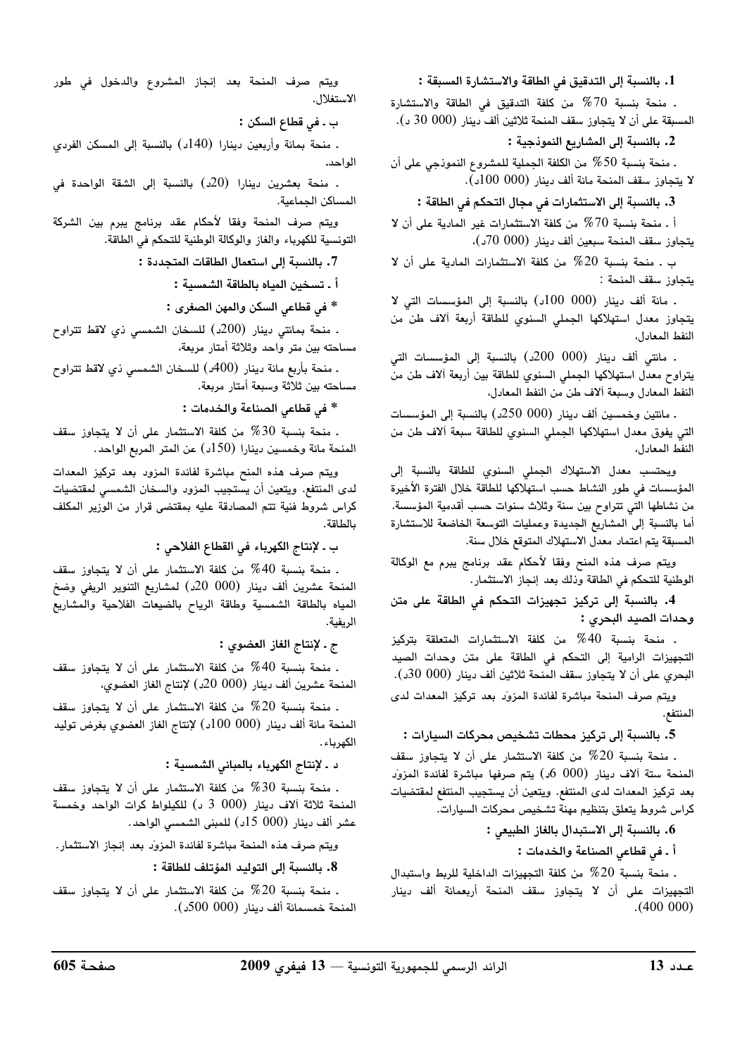**1. بالنسبة إلى التدقيق في الطاقة والاستشارة المسبقة :**

ـ منحة بنسبة 70% من كلفة التدقيق في الطاقة والاستشارة المسبقة على أن لا يتجاوز سقف المنحة ثلاثين ألف دينار (000 30 د).

**2. بالنسبة إلى المشاريع النموذجية :**

ـ منحة بنسبة 50% من الكلفة الجملية للمشروع النموذجي على أن لا يتجاوز سقف المنحة مائة ألف دينار (000 100د).

**3. بالنسبة إلى الاستثمارات في مجال التحكم في الطاقة :**

أ ـ منحة بنسبة 70% من كلفة الاستثمارات غير المادية على أن لا يتجاوز سقف المنحة سبعين ألف دينار (000 70د)،

ب ـ منحة بنسبة 20% من كلفة الاستثمارات المادية على أن لا يتجاوز سقف المنحة :

ـ مائة ألف دينار (000 100د) بالنسبة إلى المؤسسات التي لا يتجاوز معدل استهلاكها الجملي السنوي للطاقة أربعة آلاف طن من النفط المعادل،

ـ مائتي ألف دينار (000 200د) بالنسبة إلى المؤسسات التي يتراوح معدل استهلاكها الجملي السنوي للطاقة بين أربعة آلاف طن من النفط المعادل وسبعة آلاف طن من النفط المعادل،

ـ مائتين وخمسين ألف دينار (000 250د) بالنسبة إلى المؤسسات التي يفوق معدل استهلاكها الجملي السنوي للطاقة سبعة آلاف طن من النفط المعادل،

ويحتسب معدل الاستهلاك الجملي السنوي للطاقة بالنسبة إلى المؤسسات في طور النشاط حسب استهلاكها للطاقة خلال الفترة الأخيرة من نشاطها التي تتراوح بين سنة وثلاث سنوات حسب أقدمية المؤسسة. أما بالنسبة إلى المشاريع الجديدة وعمليات التوسعة الخاضعة للاستشارة المسبقة يتم اعتماد معدل الاستهلاك المتوقع خلال سنة.

ويتم صرف هذه المنح وفقا لأحكام عقد برنامج يبرم مع الوكالة الوطنية للتحكم في الطاقة وذلك بعد إنجاز الاستثمار.

**4. بالنسبة إلى تركيز تجهيزات التحكم في الطاقة على متن وحدات الصيد البحري :**

ـ منحة بنسبة 40% من كلفة الاستثمارات المتعلقة بتركيز التجهيزات الرامية إلى التحكم في الطاقة على متن وحدات الصيد البحري على أن لا يتجاوز سقف المنحة ثلاثين ألف دينار (000 30د).

ويتم صرف المنحة مباشرة لفائدة المزوّد بعد تركيز المعدات لدى المنتفع.

**5. بالنسبة إلى تركيز محطات تشخيص محركات السيارات :**

ـ منحة بنسبة 20% من كلفة الاستثمار على أن لا يتجاوز سقف المنحة ستة آلاف دينار (000 6د) يتم صرفها مباشرة لفائدة المزوّد بعد تركيز المعدات لدى المنتفع. ويتعين أن يستجيب المنتفع لمقتضيات كراس شروط يتعلق بتنظيم مهنة تشخيص محركات السيارات.

**6. بالنسبة إلى الاستبدال بالغاز الطبيعي :**

**أ ـ في قطاعي الصناعة والخدمات :**

ـ منحة بنسبة 20% من كلفة التجهيزات الداخلية للربط واستبدال التجهيزات على أن لا يتجاوز سقف المنحة أربعمائة ألف دينار (400 000).

ويتم صرف المنحة بعد إنجاز المشروع والدخول في طور الاستغلال.

**ب ـ في قطاع السكن :**

ـ منحة بمائة وأربعين دينارا (140د) بالنسبة إلى المسكن الفردي الواحد.

ـ منحة بعشرين دينارا (20د) بالنسبة إلى الشقة الواحدة في المساكن الجماعية.

ويتم صرف المنحة وفقا لأحكام عقد برنامج يبرم بين الشركة التونسية للكهرباء والغاز والوكالة الوطنية للتحكم في الطاقة.

**7. بالنسبة إلى استعمال الطاقات المتجددة :**

**أ ـ تسخين المياه بالطاقة الشمسية :**

**\* في قطاعي السكن والمهن الصغرى :**

ـ منحة بمائتي دينار (200د) للسخان الشمسي ذي لاقط تتراوح مساحته بين متر واحد وثلاثة أمتار مربعة،

ـ منحة بأربع مائة دينار (400د) للسخان الشمسي ذي لاقط تتراوح مساحته بين ثلاثة وسبعة أمتار مربعة.

**\* في قطاعي الصناعة والخدمات :**

ـ منحة بنسبة 30% من كلفة الاستثمار على أن لا يتجاوز سقف المنحة مائة وخمسين دينارا (150د) عن المتر المربع الواحد.

ويتم صرف هذه المنح مباشرة لفائدة المزود بعد تركيز المعدات لدى المنتفع. ويتعين أن يستجيب المزود والسخان الشمسي لمقتضيات كراس شروط فنية تتم المصادقة عليه بمقتضى قرار من الوزير المكلف بالطاقة.

**ب ـ لإنتاج الكهرباء في القطاع الفلاحي :**

ـ منحة بنسبة 40% من كلفة الاستثمار على أن لا يتجاوز سقف المنحة عشرين ألف دينار (000 20د) لمشاريع التنوير الريفي وضخ المياه بالطاقة الشمسية وطاقة الرياح بالضيعات الفلاحية والمشاريع الريفية.

**ج ـ لإنتاج الغاز العضوي :**

ـ منحة بنسبة 40% من كلفة الاستثمار على أن لا يتجاوز سقف المنحة عشرين ألف دينار (000 20د) لإنتاج الغاز العضوي،

ـ منحة بنسبة 20% من كلفة الاستثمار على أن لا يتجاوز سقف المنحة مائة ألف دينار (000 100د) لإنتاج الغاز العضوي بغرض توليد الكهرباء.

**د ـ لإنتاج الكهرباء بالمباني الشمسية :**

ـ منحة بنسبة 30% من كلفة الاستثمار على أن لا يتجاوز سقف المنحة ثلاثة آلاف دينار (000 3 د) للكيلواط كرات الواحد وخمسة عشر ألف دينار (000 15د) للمبنى الشمسي الواحد.

ويتم صرف هذه المنحة مباشرة لفائدة المزوّد بعد إنجاز الاستثمار.

**8. بالنسبة إلى التوليد المؤتلف للطاقة :**

ـ منحة بنسبة 20% من كلفة الاستثمار على أن لا يتجاوز سقف المنحة خمسمائة ألف دينار (000 500د).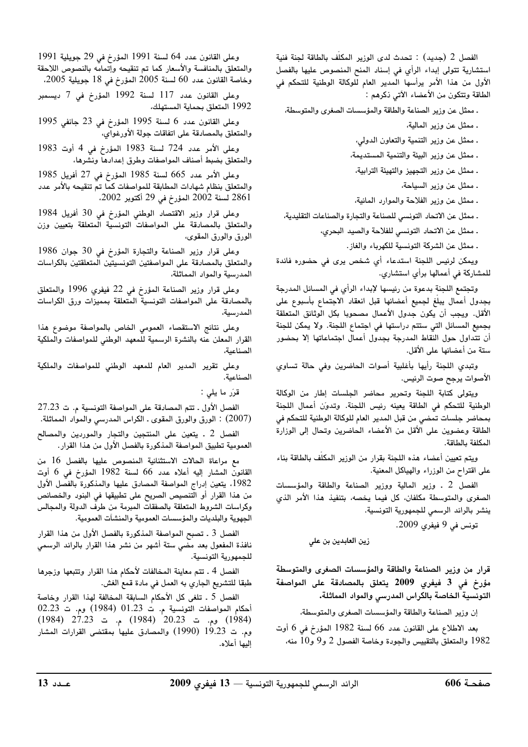الفصل 2 (جديد) : تحدث لدى الوزير المكلّف بالطاقة لجنة فنية استشارية تتولى إبداء الرأي في إسناد المنح المنصوص عليها بالفصل الأول من هذا الأمر يرأسها المدير العام للوكالة الوطنية للتحكم في الطاقة وتتكون من الأعضاء الآتي ذكرهم :

- ممثل عن وزير الصناعة والطاقة والمؤسسات الصغرى والمتوسطة،
- ممثل عن وزير المالية،
- ممثل عن وزير التنمية والتعاون الدولي،
- ممثل عن وزير البيئة والتنمية المستديمة،
- ممثل عن وزير التجهيز والتهيئة الترابية،
- ممثل عن وزير السياحة،
- ممثل عن وزير الفلاحة والموارد المائية،
- ممثل عن الاتحاد التونسي للصناعة والتجارة والصناعات التقليدية،
- ممثل عن الاتحاد التونسي للفلاحة والصيد البحري،
- ممثل عن الشركة التونسية للكهرباء والغاز.

ويمكن لرئيس اللجنة استدعاء أي شخص يرى في حضوره فائدة للمشاركة في أعمالها برأي استشاري.

وتجتمع اللجنة بدعوة من رئيسها لإبداء الرأي في المسائل المدرجة بجدول أعمال يبلّغ لجميع أعضائها قبل انعقاد الاجتماع بأسبوع على الأقل. ويجب أن يكون جدول الأعمال مصحوبا بكل الوثائق المتعلقة بجميع المسائل التي ستتم دراستها في اجتماع اللجنة. ولا يمكن للجنة أن تتداول حول النقاط المدرجة بجدول أعمال اجتماعاتها إلا بحضور ستة من أعضائها على الأقل.

وتبدي اللجنة رأيها بأغلبية أصوات الحاضرين وفي حالة تساوي الأصوات يرجح صوت الرئيس.

ويتولى كتابة اللجنة وتحرير محاضر الجلسات إطار من الوكالة الوطنية للتحكم في الطاقة يعينه رئيس اللجنة. وتدوّن أعمال اللجنة بمحاضر جلسات تمضي من قبل المدير العام للوكالة الوطنية للتحكم في الطاقة وعضوين على الأقل من الأعضاء الحاضرين وتحال إلى الوزارة المكلفة بالطاقة.

ويتم تعيين أعضاء هذه اللجنة بقرار من الوزير المكلّف بالطاقة بناء على اقتراح من الوزراء والهياكل المعنية.

الفصل 2 ـ وزير المالية ووزير الصناعة والطاقة والمؤسسات الصغرى والمتوسطة مكلفان، كل فيما يخصه، بتنفيذ هذا الأمر الذي ينشر بالرائد الرسمي للجمهورية التونسية.

تونس في 9 فيفري 2009.

زين العابدين بن علي

## قرار من وزير الصناعة والطاقة والمؤسسات الصغرى والمتوسطة مؤرخ في 3 فيفري 2009 يتعلق بالمصادقة على المواصفة التونسية الخاصة بالكراس المدرسي والمواد المماثلة.

إن وزير الصناعة والطاقة والمؤسسات الصغرى والمتوسطة،

بعد الاطلاع على القانون عدد 66 لسنة 1982 المؤرخ في 6 أوت 1982 والمتعلق بالتقييس والجودة وخاصة الفصول 2 و9 و10 منه،

وعلى القانون عدد 64 لسنة 1991 المؤرخ في 29 جويلية 1991 والمتعلق بالمنافسة والأسعار كما تم تنقيحه وإتمامه بالنصوص اللاحقة وخاصة القانون عدد 60 لسنة 2005 المؤرخ في 18 جويلية 2005،

وعلى القانون عدد 117 لسنة 1992 المؤرخ في 7 ديسمبر 1992 المتعلق بحماية المستهلك،

وعلى القانون عدد 6 لسنة 1995 المؤرخ في 23 جانفي 1995 والمتعلق بالمصادقة على اتفاقات جولة الأورغواي،

وعلى الأمر عدد 724 لسنة 1983 المؤرخ في 4 أوت 1983 والمتعلق بضبط أصناف المواصفات وطرق إعدادها ونشرها،

وعلى الأمر عدد 665 لسنة 1985 المؤرخ في 27 أفريل 1985 والمتعلق بنظام شهادات المطابقة للمواصفات كما تم تنقيحه بالأمر عدد 2861 لسنة 2002 المؤرخ في 29 أكتوبر 2002،

وعلى قرار وزير الاقتصاد الوطني المؤرخ في 30 أفريل 1984 والمتعلق بالمصادقة على المواصفات التونسية المتعلقة بتعيين وزن الورق والورق المقوى،

وعلى قرار وزير الصناعة والتجارة المؤرخ في 30 جوان 1986 والمتعلق بالمصادقة على المواصفتين التونسيتين المتعلقتين بالكراسات المدرسية والمواد المماثلة،

وعلى قرار وزير الصناعة المؤرخ في 22 فيفري 1996 والمتعلق بالمصادقة على المواصفات التونسية المتعلقة بمميزات ورق الكراسات المدرسية،

وعلى نتائج الاستقصاء العمومي الخاص بالمواصفة موضوع هذا القرار المعلن عنه بالنشرة الرسمية للمعهد الوطني للمواصفات والملكية الصناعية،

وعلى تقرير المدير العام للمعهد الوطني للمواصفات والملكية الصناعية.

قرّر ما يلي :

الفصل الأول ـ تتم المصادقة على المواصفة التونسية م. ت 27.23 (2007) : الورق والورق المقوى ـ الكراس المدرسي والمواد المماثلة.

الفصل 2 ـ يتعين على المنتجين والتجار والموردين والمصالح العمومية تطبيق المواصفة المذكورة بالفصل الأول من هذا القرار.

مع مراعاة الحالات الاستثنائية المنصوص عليها بالفصل 16 من القانون المشار إليه أعلاه عدد 66 لسنة 1982 المؤرخ في 6 أوت 1982، يتعين إدراج المواصفة المصادق عليها والمذكورة بالفصل الأول من هذا القرار أو التنصيص الصريح على تطبيقها في البنود والخصائص وكراسات الشروط المتعلقة بالصفقات المبرمة من طرف الدولة والمجالس الجهوية والبلديات والمؤسسات العمومية والمنشآت العمومية.

الفصل 3 ـ تصبح المواصفة المذكورة بالفصل الأول من هذا القرار نافذة المفعول بعد مضي ستة أشهر من نشر هذا القرار بالرائد الرسمي للجمهورية التونسية.

الفصل 4 ـ تتم معاينة المخالفات لأحكام هذا القرار وتتبعها وزجرها طبقا للتشريع الجاري به العمل في مادة قمع الغش.

الفصل 5 ـ تلغى كل الأحكام السابقة المخالفة لهذا القرار وخاصة أحكام المواصفات التونسية م. ت 01.23 (1984) وم. ت 02.23 (1984) وم. ت 20.23 (1984) م. ت 27.23 (1984) وم. ت 19.23 (1990) والمصادق عليها بمقتضى القرارات المشار إليها أعلاه.